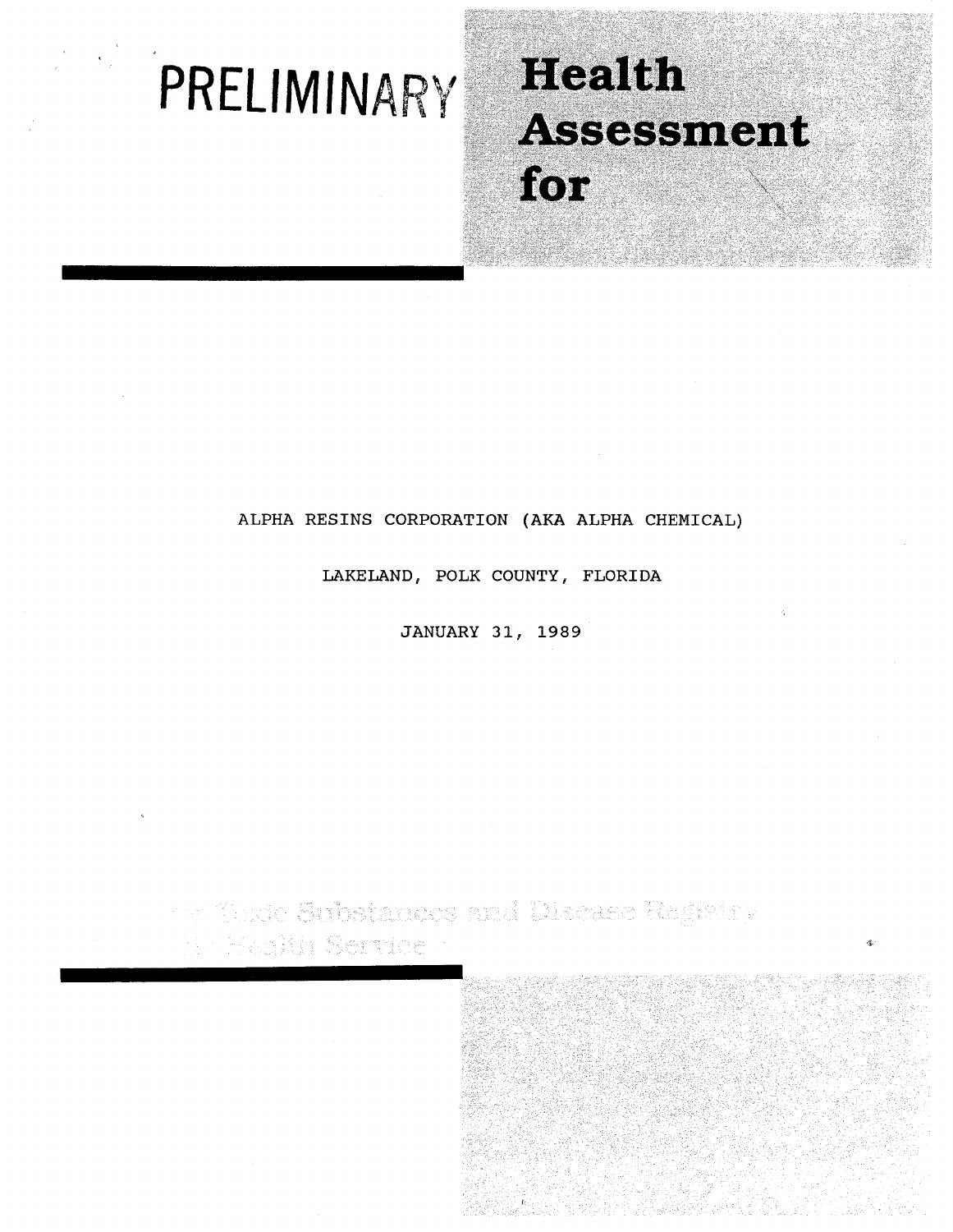# PRELIMINARY Health Assessment for

ALPHA RESINS CORPORATION (AKA ALPHA CHEMICAL)

LAKELAND, POLK COUNTY, FLORIDA

JANUARY 31, 1989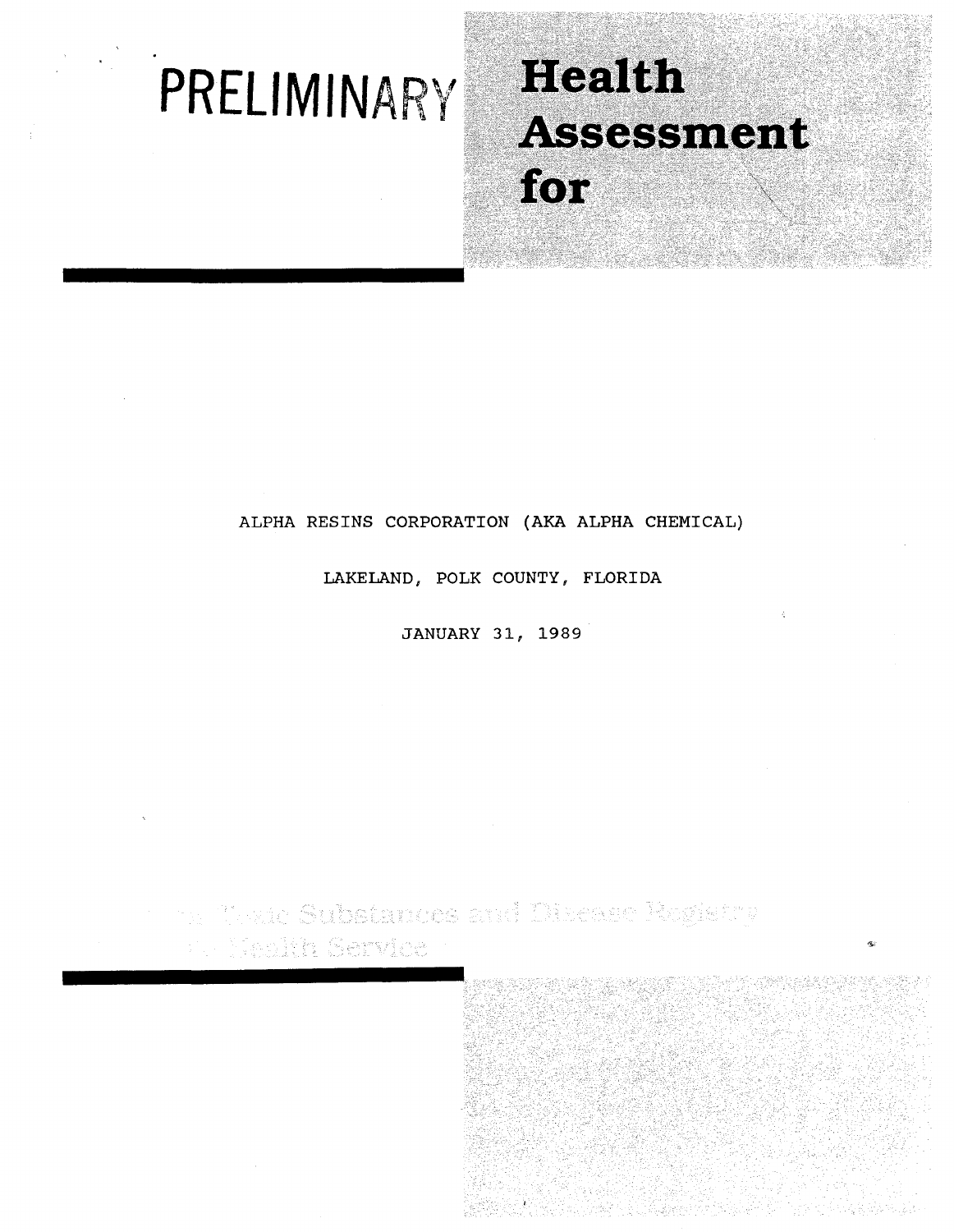# PRELIMINARY Health Assessment for

ALPHA RESINS CORPORATION (AKA ALPHA CHEMICAL)

LAKELAND, POLK COUNTY, FLORIDA

JANUARY 31, 1989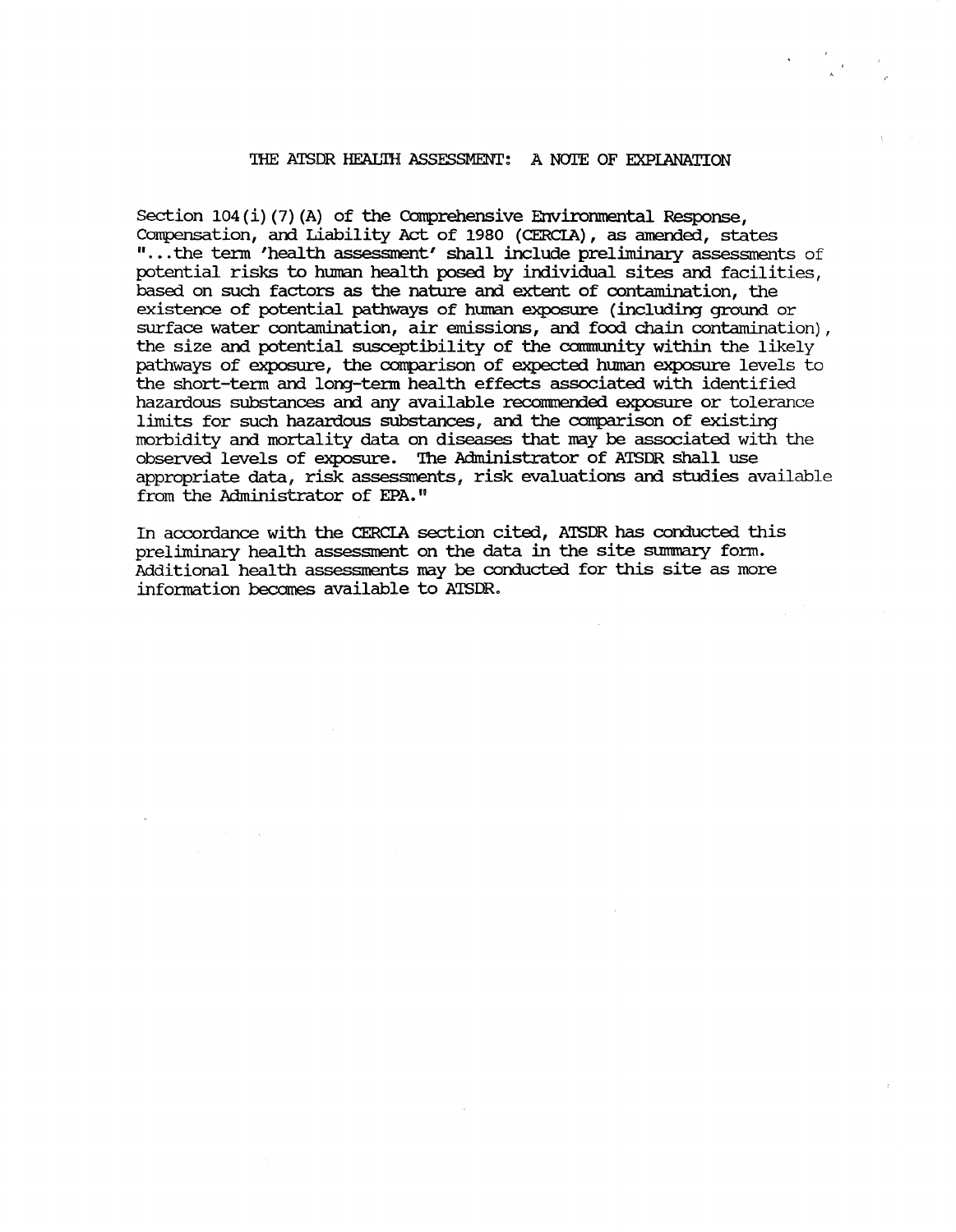# THE ATSDR HEALTH ASSESSMENT: A NOTE OF EXPLANATION

Section 104(i)(7)(A) of the Comprehensive Environmental Response, Compensation, and Liability Act of 1980 (CERCLA), as amended, states "...the term 'health assessment' shall include preliminary assessments of potential risks to human health posed by individual sites and facilities, based on such factors as the nature and extent of contamination, the existence of potential pathways of human exposure (including ground or surface water contamination, air emissions, and food chain contamination), the size and potential susceptibility of the community within the likely pathways of exposure, the comparison of expected human exposure levels to the short-term and long-term health effects associated with identified hazardous substances and any available recommended exposure or tolerance limits for such hazardous substances, and the comparison of existing morbidity and mortality data on diseases that may be associated with the observed levels of exposure. The Administrator of ATSDR shall use appropriate data, risk assessments, risk evaluations and studies available from the Administrator of EPA."

In accordance with the CERCLA section cited, ATSDR has conducted this preliminary health assessment on the data in the site summary form. Additional health assessments may be conducted for this site as more information becomes available to ATSDR.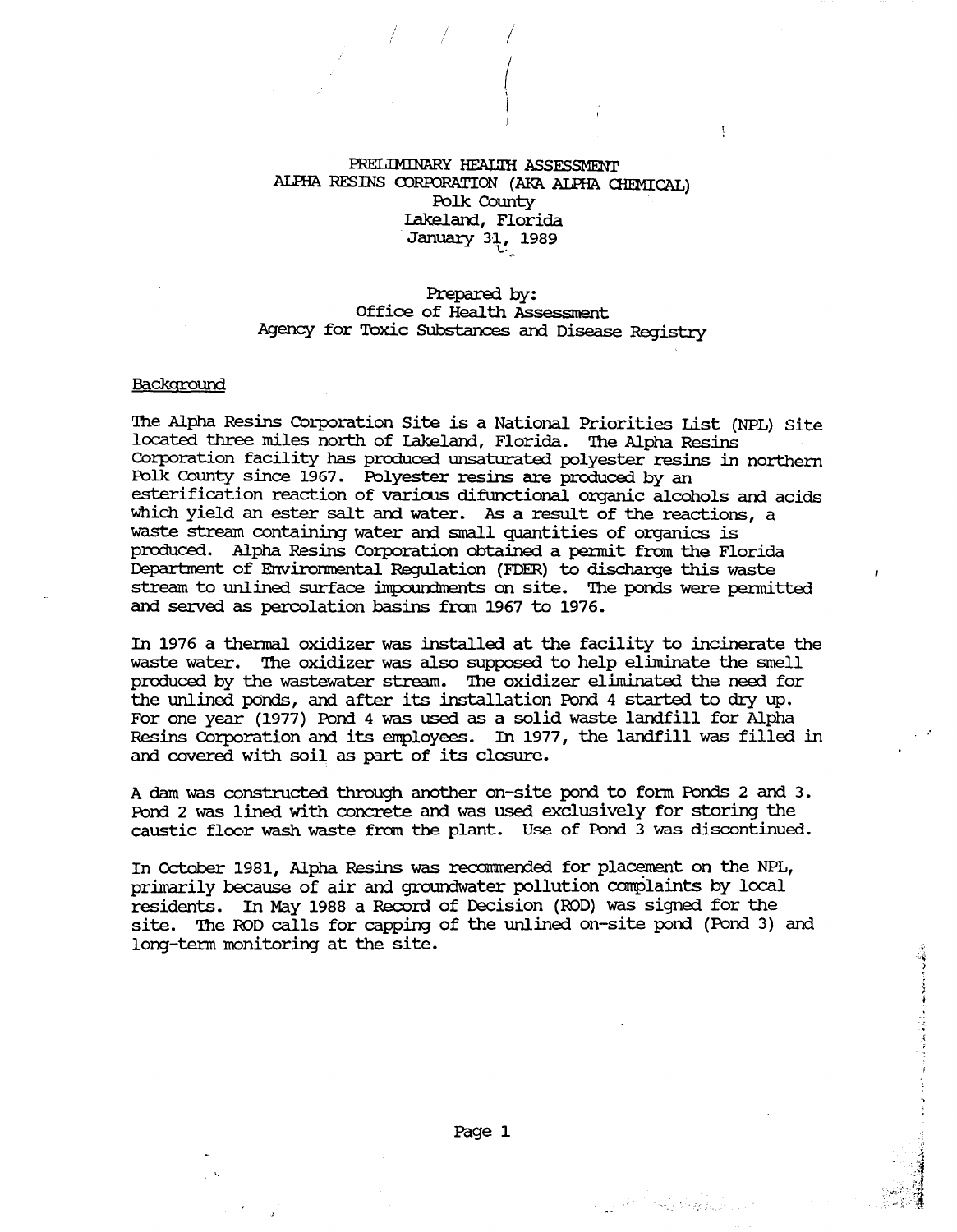PRELIMINARY HEALTH ASSESSMENT
ALPHA RESINS CORPORATION (AKA ALPHA CHEMICAL)
Polk County
Lakeland, Florida
January 31, 1989

Prepared by:
Office of Health Assessment
Agency for Toxic Substances and Disease Registry

## Background

The Alpha Resins Corporation Site is a National Priorities List (NPL) Site located three miles north of Lakeland, Florida. The Alpha Resins Corporation facility has produced unsaturated polyester resins in northern Polk County since 1967. Polyester resins are produced by an esterification reaction of various difunctional organic alcohols and acids which yield an ester salt and water. As a result of the reactions, a waste stream containing water and small quantities of organics is produced. Alpha Resins Corporation obtained a permit from the Florida Department of Environmental Regulation (FDER) to discharge this waste stream to unlined surface impoundments on site. The ponds were permitted and served as percolation basins from 1967 to 1976.

In 1976 a thermal oxidizer was installed at the facility to incinerate the waste water. The oxidizer was also supposed to help eliminate the smell produced by the wastewater stream. The oxidizer eliminated the need for the unlined ponds, and after its installation Pond 4 started to dry up. For one year (1977) Pond 4 was used as a solid waste landfill for Alpha Resins Corporation and its employees. In 1977, the landfill was filled in and covered with soil as part of its closure.

A dam was constructed through another on-site pond to form Ponds 2 and 3. Pond 2 was lined with concrete and was used exclusively for storing the caustic floor wash waste from the plant. Use of Pond 3 was discontinued.

In October 1981, Alpha Resins was recommended for placement on the NPL, primarily because of air and groundwater pollution complaints by local residents. In May 1988 a Record of Decision (ROD) was signed for the site. The ROD calls for capping of the unlined on-site pond (Pond 3) and long-term monitoring at the site.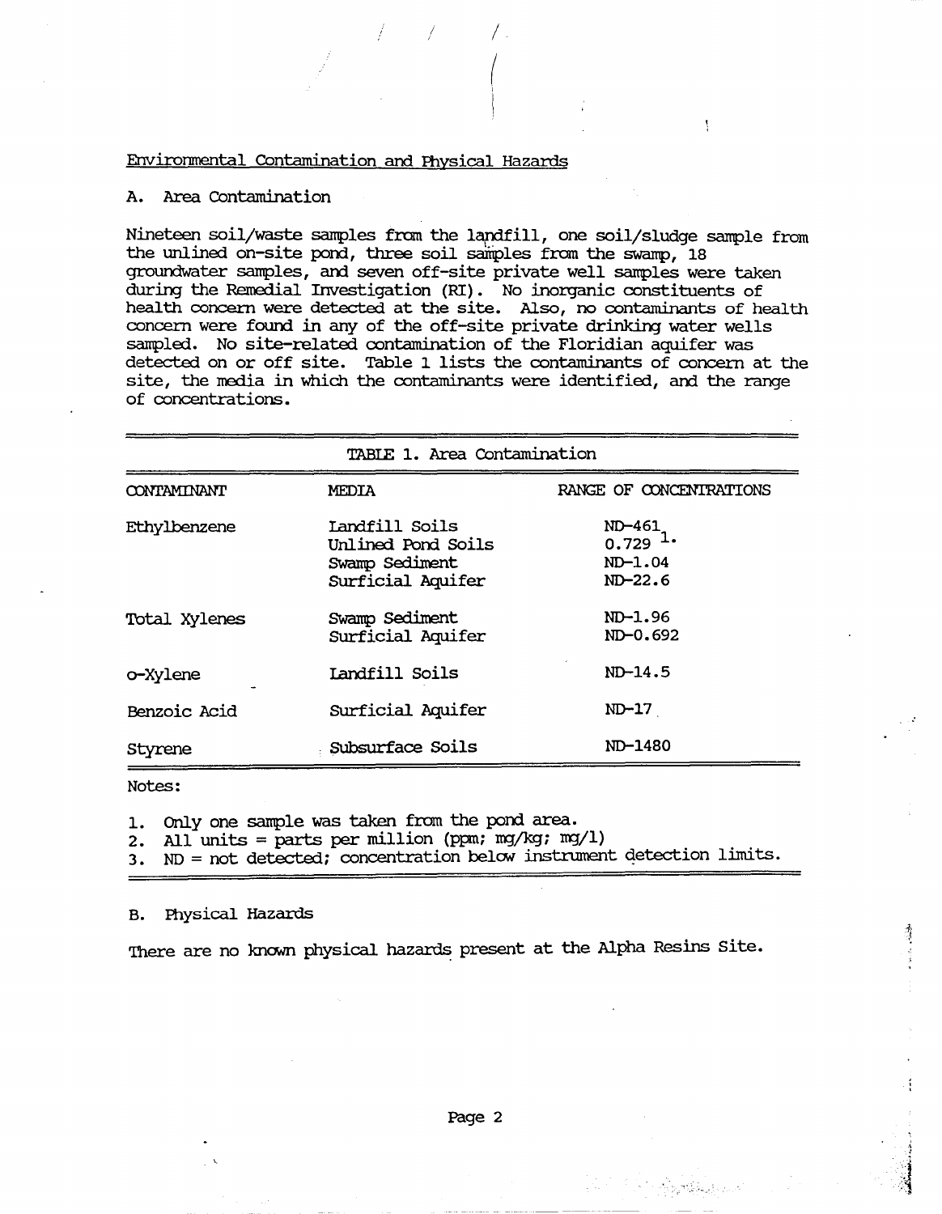## Environmental Contamination and Physical Hazards

### A. Area Contamination

Nineteen soil/waste samples from the landfill, one soil/sludge sample from the unlined on-site pond, three soil samples from the swamp, 18 groundwater samples, and seven off-site private well samples were taken during the Remedial Investigation (RI). No inorganic constituents of health concern were detected at the site. Also, no contaminants of health concern were found in any of the off-site private drinking water wells sampled. No site-related contamination of the Floridian aquifer was detected on or off site. Table 1 lists the contaminants of concern at the site, the media in which the contaminants were identified, and the range of concentrations.

TABLE 1. Area Contamination

| CONTAMINANT | MEDIA | RANGE OF CONCENTRATIONS |
|---|---|---|
| Ethylbenzene | Landfill Soils | ND-461 |
| | Unlined Pond Soils | 0.729 [1] |
| | Swamp Sediment | ND-1.04 |
| | Surficial Aquifer | ND-22.6 |
| Total Xylenes | Swamp Sediment | ND-1.96 |
| | Surficial Aquifer | ND-0.692 |
| o-Xylene | Landfill Soils | ND-14.5 |
| Benzoic Acid | Surficial Aquifer | ND-17 |
| Styrene | Subsurface Soils | ND-1480 |

Notes:

1. Only one sample was taken from the pond area.
2. All units = parts per million (ppm; mg/kg; mg/l)
3. ND = not detected; concentration below instrument detection limits.

### B. Physical Hazards

There are no known physical hazards present at the Alpha Resins Site.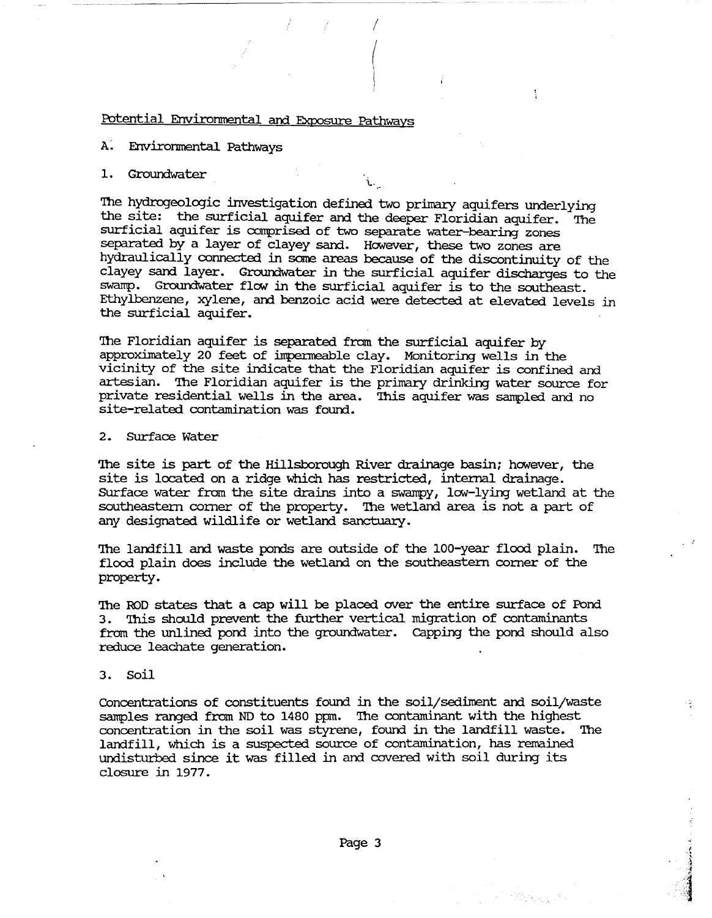## Potential Environmental and Exposure Pathways

### A. Environmental Pathways

#### 1. Groundwater

The hydrogeologic investigation defined two primary aquifers underlying the site: the surficial aquifer and the deeper Floridian aquifer. The surficial aquifer is comprised of two separate water-bearing zones separated by a layer of clayey sand. However, these two zones are hydraulically connected in some areas because of the discontinuity of the clayey sand layer. Groundwater in the surficial aquifer discharges to the swamp. Groundwater flow in the surficial aquifer is to the southeast. Ethylbenzene, xylene, and benzoic acid were detected at elevated levels in the surficial aquifer.

The Floridian aquifer is separated from the surficial aquifer by approximately 20 feet of impermeable clay. Monitoring wells in the vicinity of the site indicate that the Floridian aquifer is confined and artesian. The Floridian aquifer is the primary drinking water source for private residential wells in the area. This aquifer was sampled and no site-related contamination was found.

#### 2. Surface Water

The site is part of the Hillsborough River drainage basin; however, the site is located on a ridge which has restricted, internal drainage. Surface water from the site drains into a swampy, low-lying wetland at the southeastern corner of the property. The wetland area is not a part of any designated wildlife or wetland sanctuary.

The landfill and waste ponds are outside of the 100-year flood plain. The flood plain does include the wetland on the southeastern corner of the property.

The ROD states that a cap will be placed over the entire surface of Pond 3. This should prevent the further vertical migration of contaminants from the unlined pond into the groundwater. Capping the pond should also reduce leachate generation.

#### 3. Soil

Concentrations of constituents found in the soil/sediment and soil/waste samples ranged from ND to 1480 ppm. The contaminant with the highest concentration in the soil was styrene, found in the landfill waste. The landfill, which is a suspected source of contamination, has remained undisturbed since it was filled in and covered with soil during its closure in 1977.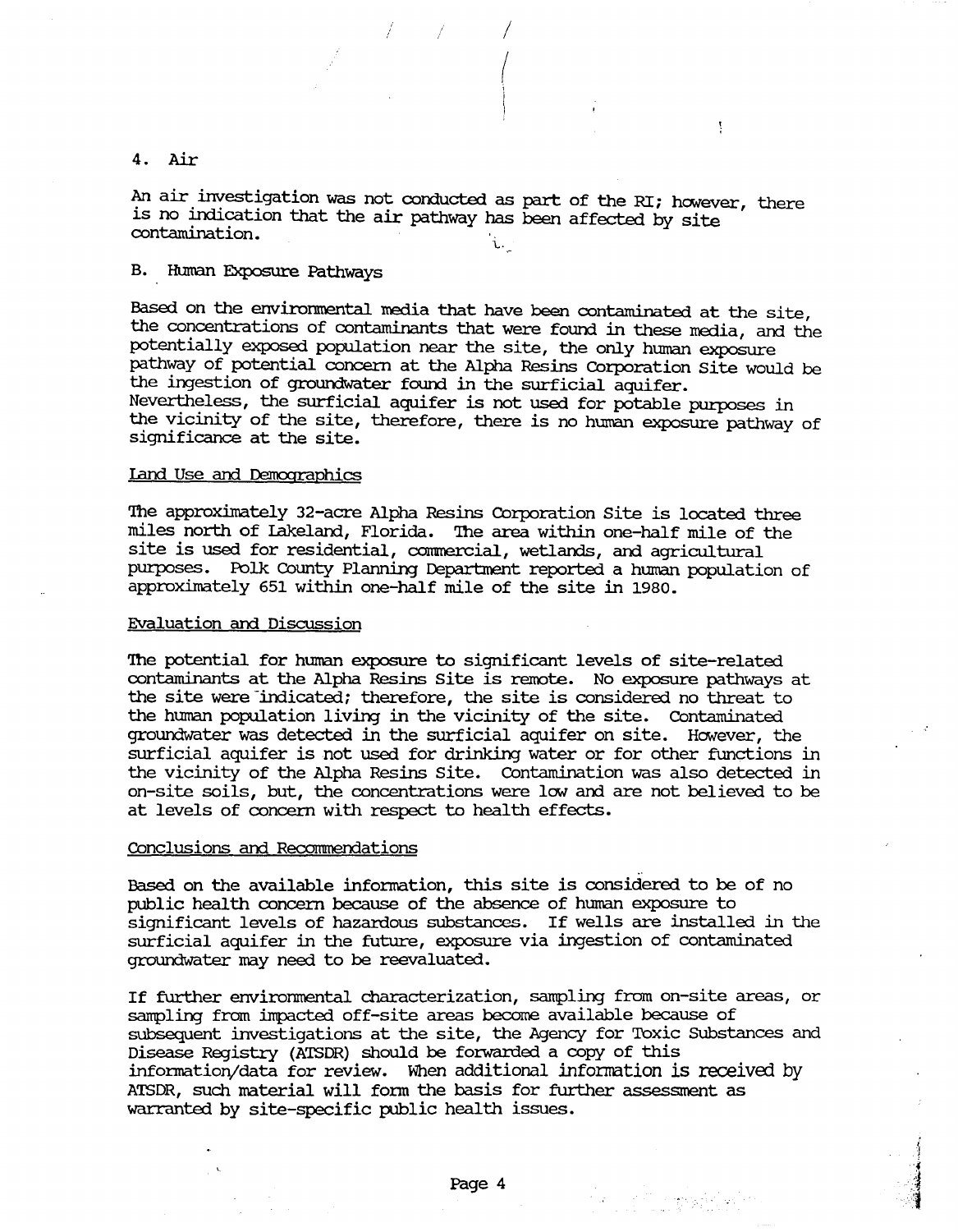### 4. Air

An air investigation was not conducted as part of the RI; however, there is no indication that the air pathway has been affected by site contamination.

## B. Human Exposure Pathways

Based on the environmental media that have been contaminated at the site, the concentrations of contaminants that were found in these media, and the potentially exposed population near the site, the only human exposure pathway of potential concern at the Alpha Resins Corporation Site would be the ingestion of groundwater found in the surficial aquifer. Nevertheless, the surficial aquifer is not used for potable purposes in the vicinity of the site, therefore, there is no human exposure pathway of significance at the site.

### Land Use and Demographics

The approximately 32-acre Alpha Resins Corporation Site is located three miles north of Lakeland, Florida. The area within one-half mile of the site is used for residential, commercial, wetlands, and agricultural purposes. Polk County Planning Department reported a human population of approximately 651 within one-half mile of the site in 1980.

### Evaluation and Discussion

The potential for human exposure to significant levels of site-related contaminants at the Alpha Resins Site is remote. No exposure pathways at the site were indicated; therefore, the site is considered no threat to the human population living in the vicinity of the site. Contaminated groundwater was detected in the surficial aquifer on site. However, the surficial aquifer is not used for drinking water or for other functions in the vicinity of the Alpha Resins Site. Contamination was also detected in on-site soils, but, the concentrations were low and are not believed to be at levels of concern with respect to health effects.

### Conclusions and Recommendations

Based on the available information, this site is considered to be of no public health concern because of the absence of human exposure to significant levels of hazardous substances. If wells are installed in the surficial aquifer in the future, exposure via ingestion of contaminated groundwater may need to be reevaluated.

If further environmental characterization, sampling from on-site areas, or sampling from impacted off-site areas become available because of subsequent investigations at the site, the Agency for Toxic Substances and Disease Registry (ATSDR) should be forwarded a copy of this information/data for review. When additional information is received by ATSDR, such material will form the basis for further assessment as warranted by site-specific public health issues.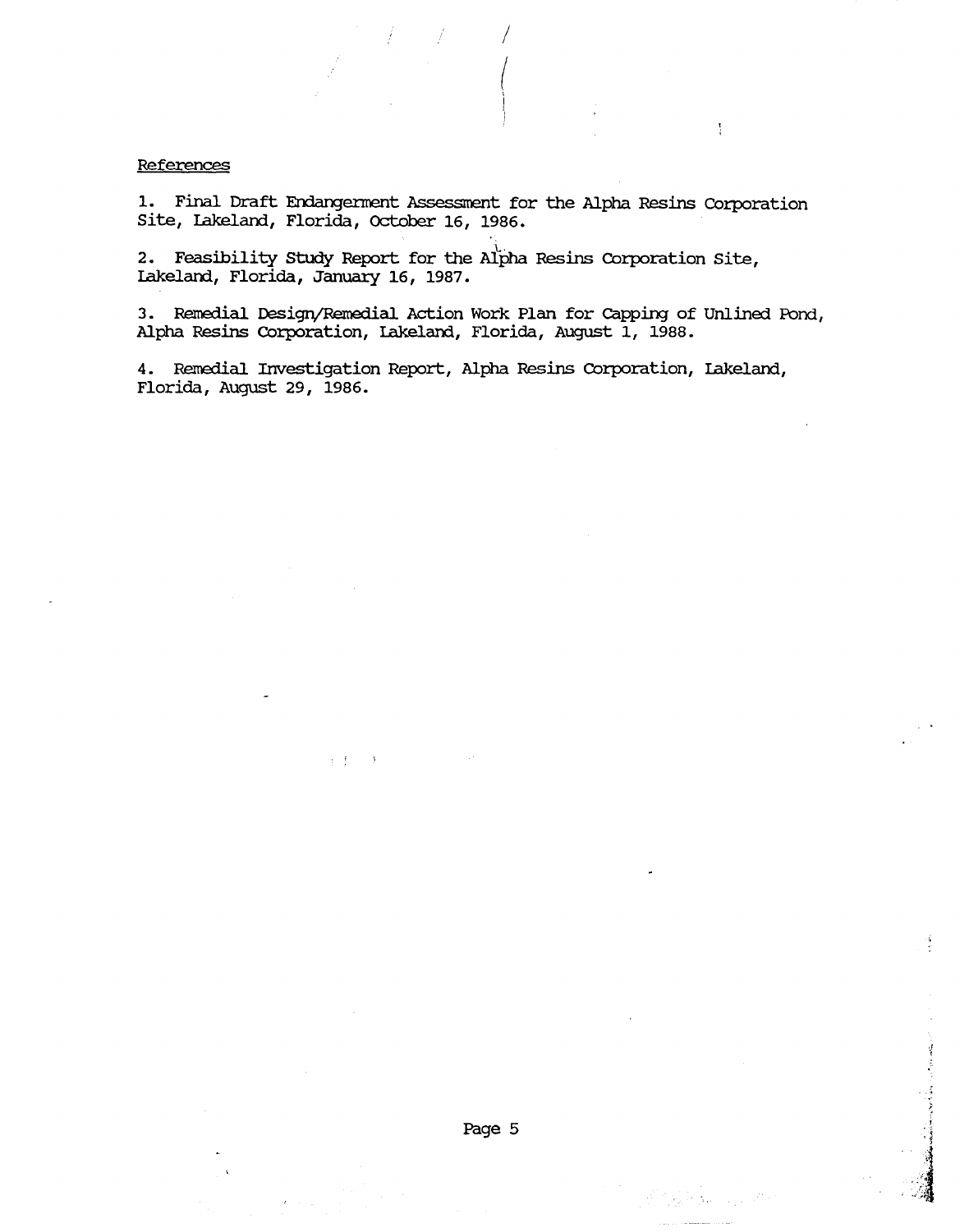References

1. Final Draft Endangerment Assessment for the Alpha Resins Corporation Site, Lakeland, Florida, October 16, 1986.

2. Feasibility Study Report for the Alpha Resins Corporation Site, Lakeland, Florida, January 16, 1987.

3. Remedial Design/Remedial Action Work Plan for Capping of Unlined Pond, Alpha Resins Corporation, Lakeland, Florida, August 1, 1988.

4. Remedial Investigation Report, Alpha Resins Corporation, Lakeland, Florida, August 29, 1986.